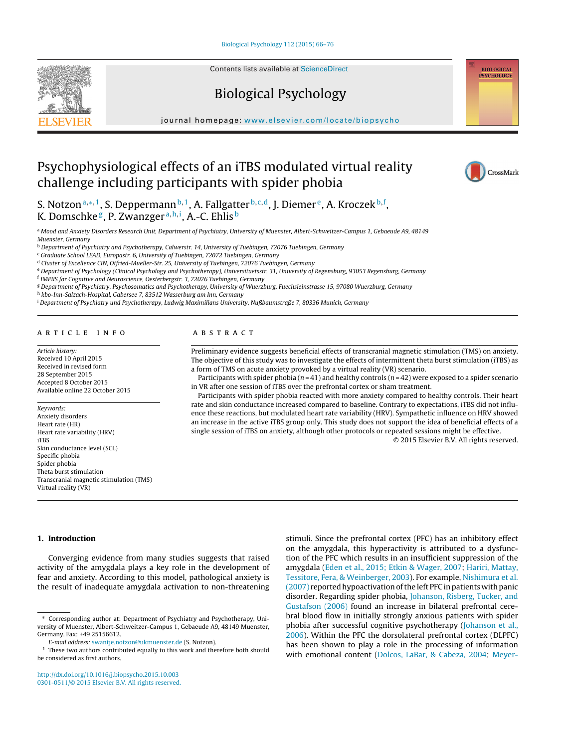# Psychophysiological effects of an iTBS modulated virtual reality challenge including participants with spider phobia

S. Notzon[a,*,1], S. Deppermann[b,1], A. Fallgatter[b,c,d], J. Diemer[e], A. Kroczek[b,f], K. Domschke[g], P. Zwanzger[a,h,i], A.-C. Ehlis[b]

[a] Mood and Anxiety Disorders Research Unit, Department of Psychiatry, University of Muenster, Albert-Schweitzer-Campus 1, Gebaeude A9, 48149 Muenster, Germany
[b] Department of Psychiatry and Psychotherapy, Calwerstr. 14, University of Tuebingen, 72076 Tuebingen, Germany
[c] Graduate School LEAD, Europastr. 6, University of Tuebingen, 72072 Tuebingen, Germany
[d] Cluster of Excellence CIN, Otfried-Mueller-Str. 25, University of Tuebingen, 72076 Tuebingen, Germany
[e] Department of Psychology (Clinical Psychology and Psychotherapy), Universitaetsstr. 31, University of Regensburg, 93053 Regensburg, Germany
[f] IMPRS for Cognitive and Neuroscience, Oesterbergstr. 3, 72076 Tuebingen, Germany
[g] Department of Psychiatry, Psychosomatics and Psychotherapy, University of Wuerzburg, Fuechsleinstrasse 15, 97080 Wuerzburg, Germany
[h] kbo-Inn-Salzach-Hospital, Gabersee 7, 83512 Wasserburg am Inn, Germany
[i] Department of Psychiatry und Psychotherapy, Ludwig Maximilians University, Nußbaumstraße 7, 80336 Munich, Germany

## Article info

*Article history:*
Received 10 April 2015
Received in revised form 28 September 2015
Accepted 8 October 2015
Available online 22 October 2015

*Keywords:*
Anxiety disorders
Heart rate (HR)
Heart rate variability (HRV)
iTBS
Skin conductance level (SCL)
Specific phobia
Spider phobia
Theta burst stimulation
Transcranial magnetic stimulation (TMS)
Virtual reality (VR)

## Abstract

Preliminary evidence suggests beneficial effects of transcranial magnetic stimulation (TMS) on anxiety. The objective of this study was to investigate the effects of intermittent theta burst stimulation (iTBS) as a form of TMS on acute anxiety provoked by a virtual reality (VR) scenario.

Participants with spider phobia ($n = 41$) and healthy controls ($n = 42$) were exposed to a spider scenario in VR after one session of iTBS over the prefrontal cortex or sham treatment.

Participants with spider phobia reacted with more anxiety compared to healthy controls. Their heart rate and skin conductance increased compared to baseline. Contrary to expectations, iTBS did not influence these reactions, but modulated heart rate variability (HRV). Sympathetic influence on HRV showed an increase in the active iTBS group only. This study does not support the idea of beneficial effects of a single session of iTBS on anxiety, although other protocols or repeated sessions might be effective.

© 2015 Elsevier B.V. All rights reserved.

## 1. Introduction

Converging evidence from many studies suggests that raised activity of the amygdala plays a key role in the development of fear and anxiety. According to this model, pathological anxiety is the result of inadequate amygdala activation to non-threatening stimuli. Since the prefrontal cortex (PFC) has an inhibitory effect on the amygdala, this hyperactivity is attributed to a dysfunction of the PFC which results in an insufficient suppression of the amygdala (Eden et al., 2015; Etkin & Wager, 2007; Hariri, Mattay, Tessitore, Fera, & Weinberger, 2003). For example, Nishimura et al. (2007) reported hypoactivation of the left PFC in patients with panic disorder. Regarding spider phobia, Johanson, Risberg, Tucker, and Gustafson (2006) found an increase in bilateral prefrontal cerebral blood flow in initially strongly anxious patients with spider phobia after successful cognitive psychotherapy (Johanson et al., 2006). Within the PFC the dorsolateral prefrontal cortex (DLPFC) has been shown to play a role in the processing of information with emotional content (Dolcos, LaBar, & Cabeza, 2004; Meyer-

---

\* Corresponding author at: Department of Psychiatry and Psychotherapy, University of Muenster, Albert-Schweitzer-Campus 1, Gebaeude A9, 48149 Muenster, Germany. Fax: +49 25156612.
E-mail address: swantje.notzon@ukmuenster.de (S. Notzon).
[1] These two authors contributed equally to this work and therefore both should be considered as first authors.

http://dx.doi.org/10.1016/j.biopsycho.2015.10.003
0301-0511/© 2015 Elsevier B.V. All rights reserved.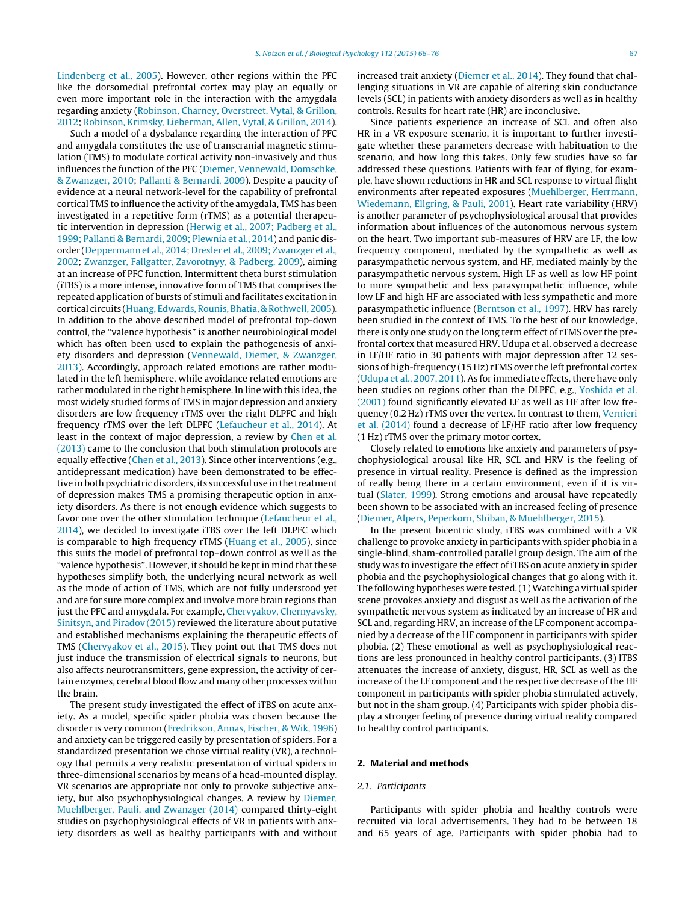Lindenberg et al., 2005). However, other regions within the PFC like the dorsomedial prefrontal cortex may play an equally or even more important role in the interaction with the amygdala regarding anxiety (Robinson, Charney, Overstreet, Vytal, & Grillon, 2012; Robinson, Krimsky, Lieberman, Allen, Vytal, & Grillon, 2014).

Such a model of a dysbalance regarding the interaction of PFC and amygdala constitutes the use of transcranial magnetic stimulation (TMS) to modulate cortical activity non-invasively and thus influences the function of the PFC (Diemer, Vennewald, Domschke, & Zwanzger, 2010; Pallanti & Bernardi, 2009). Despite a paucity of evidence at a neural network-level for the capability of prefrontal cortical TMS to influence the activity of the amygdala, TMS has been investigated in a repetitive form (rTMS) as a potential therapeutic intervention in depression (Herwig et al., 2007; Padberg et al., 1999; Pallanti & Bernardi, 2009; Plewnia et al., 2014) and panic disorder (Deppermann et al., 2014; Dresler et al., 2009; Zwanzger et al., 2002; Zwanzger, Fallgatter, Zavorotnyy, & Padberg, 2009), aiming at an increase of PFC function. Intermittent theta burst stimulation (iTBS) is a more intense, innovative form of TMS that comprises the repeated application of bursts of stimuli and facilitates excitation in cortical circuits (Huang, Edwards, Rounis, Bhatia, & Rothwell, 2005). In addition to the above described model of prefrontal top-down control, the “valence hypothesis” is another neurobiological model which has often been used to explain the pathogenesis of anxiety disorders and depression (Vennewald, Diemer, & Zwanzger, 2013). Accordingly, approach related emotions are rather modulated in the left hemisphere, while avoidance related emotions are rather modulated in the right hemisphere. In line with this idea, the most widely studied forms of TMS in major depression and anxiety disorders are low frequency rTMS over the right DLPFC and high frequency rTMS over the left DLPFC (Lefaucheur et al., 2014). At least in the context of major depression, a review by Chen et al. (2013) came to the conclusion that both stimulation protocols are equally effective (Chen et al., 2013). Since other interventions (e.g., antidepressant medication) have been demonstrated to be effective in both psychiatric disorders, its successful use in the treatment of depression makes TMS a promising therapeutic option in anxiety disorders. As there is not enough evidence which suggests to favor one over the other stimulation technique (Lefaucheur et al., 2014), we decided to investigate iTBS over the left DLPFC which is comparable to high frequency rTMS (Huang et al., 2005), since this suits the model of prefrontal top–down control as well as the “valence hypothesis”. However, it should be kept in mind that these hypotheses simplify both, the underlying neural network as well as the mode of action of TMS, which are not fully understood yet and are for sure more complex and involve more brain regions than just the PFC and amygdala. For example, Chervyakov, Chernyavsky, Sinitsyn, and Piradov (2015) reviewed the literature about putative and established mechanisms explaining the therapeutic effects of TMS (Chervyakov et al., 2015). They point out that TMS does not just induce the transmission of electrical signals to neurons, but also affects neurotransmitters, gene expression, the activity of certain enzymes, cerebral blood flow and many other processes within the brain.

The present study investigated the effect of iTBS on acute anxiety. As a model, specific spider phobia was chosen because the disorder is very common (Fredrikson, Annas, Fischer, & Wik, 1996) and anxiety can be triggered easily by presentation of spiders. For a standardized presentation we chose virtual reality (VR), a technology that permits a very realistic presentation of virtual spiders in three-dimensional scenarios by means of a head-mounted display. VR scenarios are appropriate not only to provoke subjective anxiety, but also psychophysiological changes. A review by Diemer, Muehlberger, Pauli, and Zwanzger (2014) compared thirty-eight studies on psychophysiological effects of VR in patients with anxiety disorders as well as healthy participants with and without increased trait anxiety (Diemer et al., 2014). They found that challenging situations in VR are capable of altering skin conductance levels (SCL) in patients with anxiety disorders as well as in healthy controls. Results for heart rate (HR) are inconclusive.

Since patients experience an increase of SCL and often also HR in a VR exposure scenario, it is important to further investigate whether these parameters decrease with habituation to the scenario, and how long this takes. Only few studies have so far addressed these questions. Patients with fear of flying, for example, have shown reductions in HR and SCL response to virtual flight environments after repeated exposures (Muehlberger, Herrmann, Wiedemann, Ellgring, & Pauli, 2001). Heart rate variability (HRV) is another parameter of psychophysiological arousal that provides information about influences of the autonomous nervous system on the heart. Two important sub-measures of HRV are LF, the low frequency component, mediated by the sympathetic as well as parasympathetic nervous system, and HF, mediated mainly by the parasympathetic nervous system. High LF as well as low HF point to more sympathetic and less parasympathetic influence, while low LF and high HF are associated with less sympathetic and more parasympathetic influence (Berntson et al., 1997). HRV has rarely been studied in the context of TMS. To the best of our knowledge, there is only one study on the long term effect of rTMS over the prefrontal cortex that measured HRV. Udupa et al. observed a decrease in LF/HF ratio in 30 patients with major depression after 12 sessions of high-frequency (15 Hz) rTMS over the left prefrontal cortex (Udupa et al., 2007, 2011). As for immediate effects, there have only been studies on regions other than the DLPFC, e.g., Yoshida et al. (2001) found significantly elevated LF as well as HF after low frequency (0.2 Hz) rTMS over the vertex. In contrast to them, Vernieri et al. (2014) found a decrease of LF/HF ratio after low frequency (1 Hz) rTMS over the primary motor cortex.

Closely related to emotions like anxiety and parameters of psychophysiological arousal like HR, SCL and HRV is the feeling of presence in virtual reality. Presence is defined as the impression of really being there in a certain environment, even if it is virtual (Slater, 1999). Strong emotions and arousal have repeatedly been shown to be associated with an increased feeling of presence (Diemer, Alpers, Peperkorn, Shiban, & Muehlberger, 2015).

In the present bicentric study, iTBS was combined with a VR challenge to provoke anxiety in participants with spider phobia in a single-blind, sham-controlled parallel group design. The aim of the study was to investigate the effect of iTBS on acute anxiety in spider phobia and the psychophysiological changes that go along with it. The following hypotheses were tested. (1) Watching a virtual spider scene provokes anxiety and disgust as well as the activation of the sympathetic nervous system as indicated by an increase of HR and SCL and, regarding HRV, an increase of the LF component accompanied by a decrease of the HF component in participants with spider phobia. (2) These emotional as well as psychophysiological reactions are less pronounced in healthy control participants. (3) ITBS attenuates the increase of anxiety, disgust, HR, SCL as well as the increase of the LF component and the respective decrease of the HF component in participants with spider phobia stimulated actively, but not in the sham group. (4) Participants with spider phobia display a stronger feeling of presence during virtual reality compared to healthy control participants.

## 2. Material and methods

### 2.1. Participants

Participants with spider phobia and healthy controls were recruited via local advertisements. They had to be between 18 and 65 years of age. Participants with spider phobia had to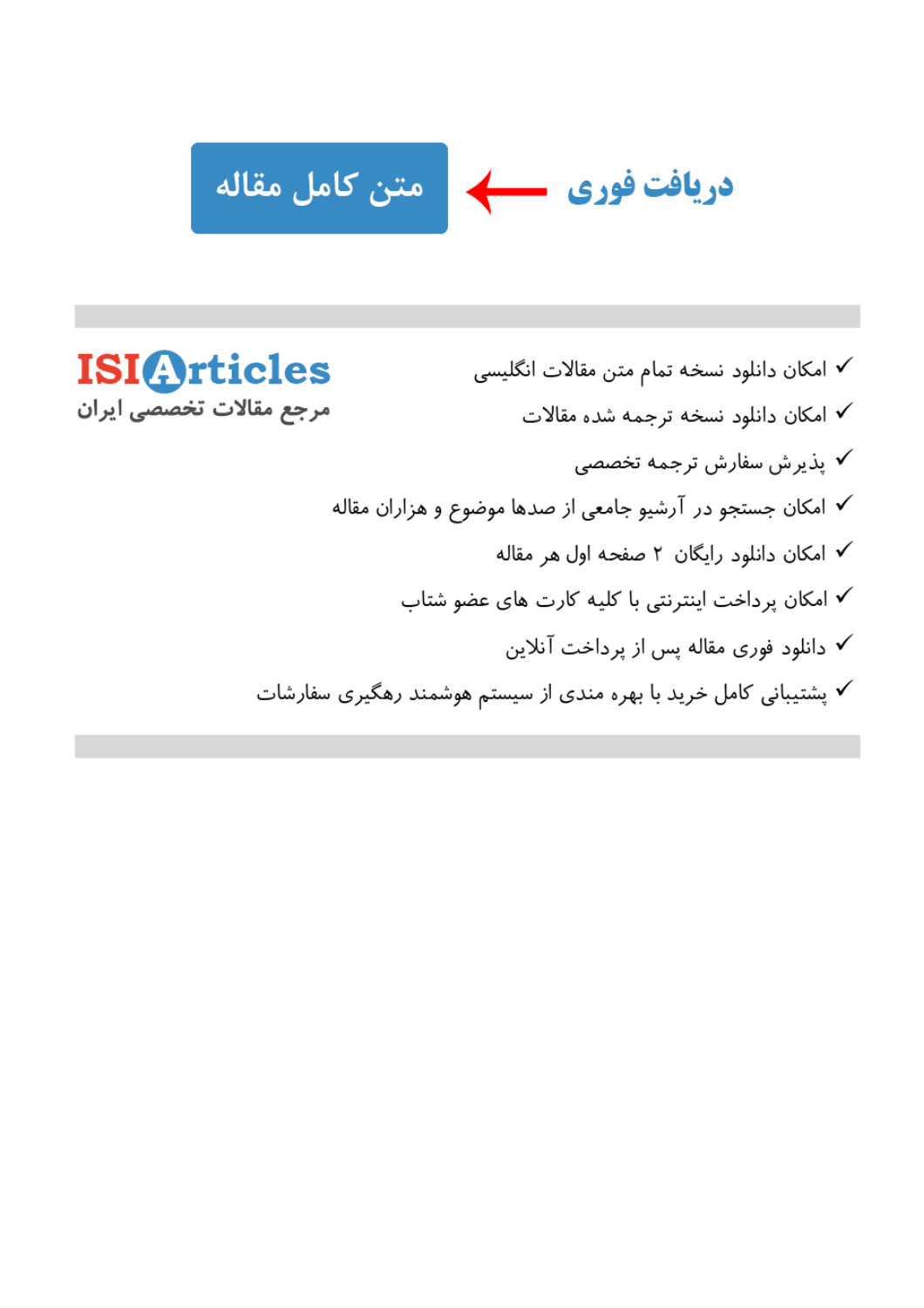دریافت فوری ← متن کامل مقاله

**ISIArticles**
مرجع مقالات تخصصی ایران

- ✓ امکان دانلود نسخه تمام متن مقالات انگلیسی
- ✓ امکان دانلود نسخه ترجمه شده مقالات
- ✓ پذیرش سفارش ترجمه تخصصی
- ✓ امکان جستجو در آرشیو جامعی از صدها موضوع و هزاران مقاله
- ✓ امکان دانلود رایگان ۲ صفحه اول هر مقاله
- ✓ امکان پرداخت اینترنتی با کلیه کارت های عضو شتاب
- ✓ دانلود فوری مقاله پس از پرداخت آنلاین
- ✓ پشتیبانی کامل خرید با بهره مندی از سیستم هوشمند رهگیری سفارشات